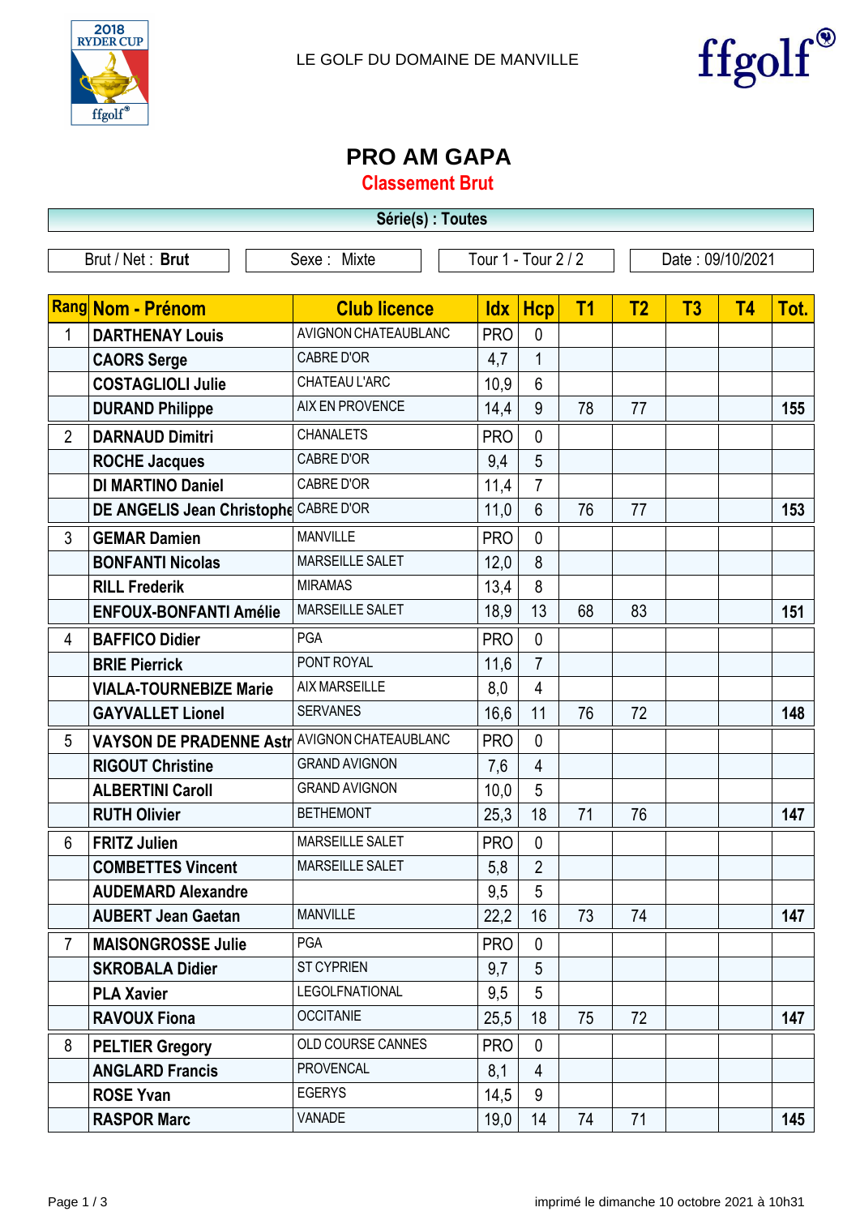LE GOLF DU DOMAINE DE MANVILLE

# PRO AM GAPA

## Classement Brut

**Série(s) : Toutes**

| Brut / Net : **Brut** | Sexe : Mixte | Tour 1 - Tour 2 / 2 | Date : 09/10/2021 |
|---|---|---|---|

| Rang | Nom - Prénom | Club licence | Idx | Hcp | T1 | T2 | T3 | T4 | Tot. |
|---|---|---|---|---|---|---|---|---|---|
| 1 | **DARTHENAY Louis** | AVIGNON CHATEAUBLANC | PRO | 0 | | | | | |
| | **CAORS Serge** | CABRE D'OR | 4,7 | 1 | | | | | |
| | **COSTAGLIOLI Julie** | CHATEAU L'ARC | 10,9 | 6 | | | | | |
| | **DURAND Philippe** | AIX EN PROVENCE | 14,4 | 9 | 78 | 77 | | | **155** |
| 2 | **DARNAUD Dimitri** | CHANALETS | PRO | 0 | | | | | |
| | **ROCHE Jacques** | CABRE D'OR | 9,4 | 5 | | | | | |
| | **DI MARTINO Daniel** | CABRE D'OR | 11,4 | 7 | | | | | |
| | **DE ANGELIS Jean Christophe** | CABRE D'OR | 11,0 | 6 | 76 | 77 | | | **153** |
| 3 | **GEMAR Damien** | MANVILLE | PRO | 0 | | | | | |
| | **BONFANTI Nicolas** | MARSEILLE SALET | 12,0 | 8 | | | | | |
| | **RILL Frederik** | MIRAMAS | 13,4 | 8 | | | | | |
| | **ENFOUX-BONFANTI Amélie** | MARSEILLE SALET | 18,9 | 13 | 68 | 83 | | | **151** |
| 4 | **BAFFICO Didier** | PGA | PRO | 0 | | | | | |
| | **BRIE Pierrick** | PONT ROYAL | 11,6 | 7 | | | | | |
| | **VIALA-TOURNEBIZE Marie** | AIX MARSEILLE | 8,0 | 4 | | | | | |
| | **GAYVALLET Lionel** | SERVANES | 16,6 | 11 | 76 | 72 | | | **148** |
| 5 | **VAYSON DE PRADENNE Astr** | AVIGNON CHATEAUBLANC | PRO | 0 | | | | | |
| | **RIGOUT Christine** | GRAND AVIGNON | 7,6 | 4 | | | | | |
| | **ALBERTINI Caroll** | GRAND AVIGNON | 10,0 | 5 | | | | | |
| | **RUTH Olivier** | BETHEMONT | 25,3 | 18 | 71 | 76 | | | **147** |
| 6 | **FRITZ Julien** | MARSEILLE SALET | PRO | 0 | | | | | |
| | **COMBETTES Vincent** | MARSEILLE SALET | 5,8 | 2 | | | | | |
| | **AUDEMARD Alexandre** | | 9,5 | 5 | | | | | |
| | **AUBERT Jean Gaetan** | MANVILLE | 22,2 | 16 | 73 | 74 | | | **147** |
| 7 | **MAISONGROSSE Julie** | PGA | PRO | 0 | | | | | |
| | **SKROBALA Didier** | ST CYPRIEN | 9,7 | 5 | | | | | |
| | **PLA Xavier** | LEGOLFNATIONAL | 9,5 | 5 | | | | | |
| | **RAVOUX Fiona** | OCCITANIE | 25,5 | 18 | 75 | 72 | | | **147** |
| 8 | **PELTIER Gregory** | OLD COURSE CANNES | PRO | 0 | | | | | |
| | **ANGLARD Francis** | PROVENCAL | 8,1 | 4 | | | | | |
| | **ROSE Yvan** | EGERYS | 14,5 | 9 | | | | | |
| | **RASPOR Marc** | VANADE | 19,0 | 14 | 74 | 71 | | | **145** |

imprimé le dimanche 10 octobre 2021 à 10h31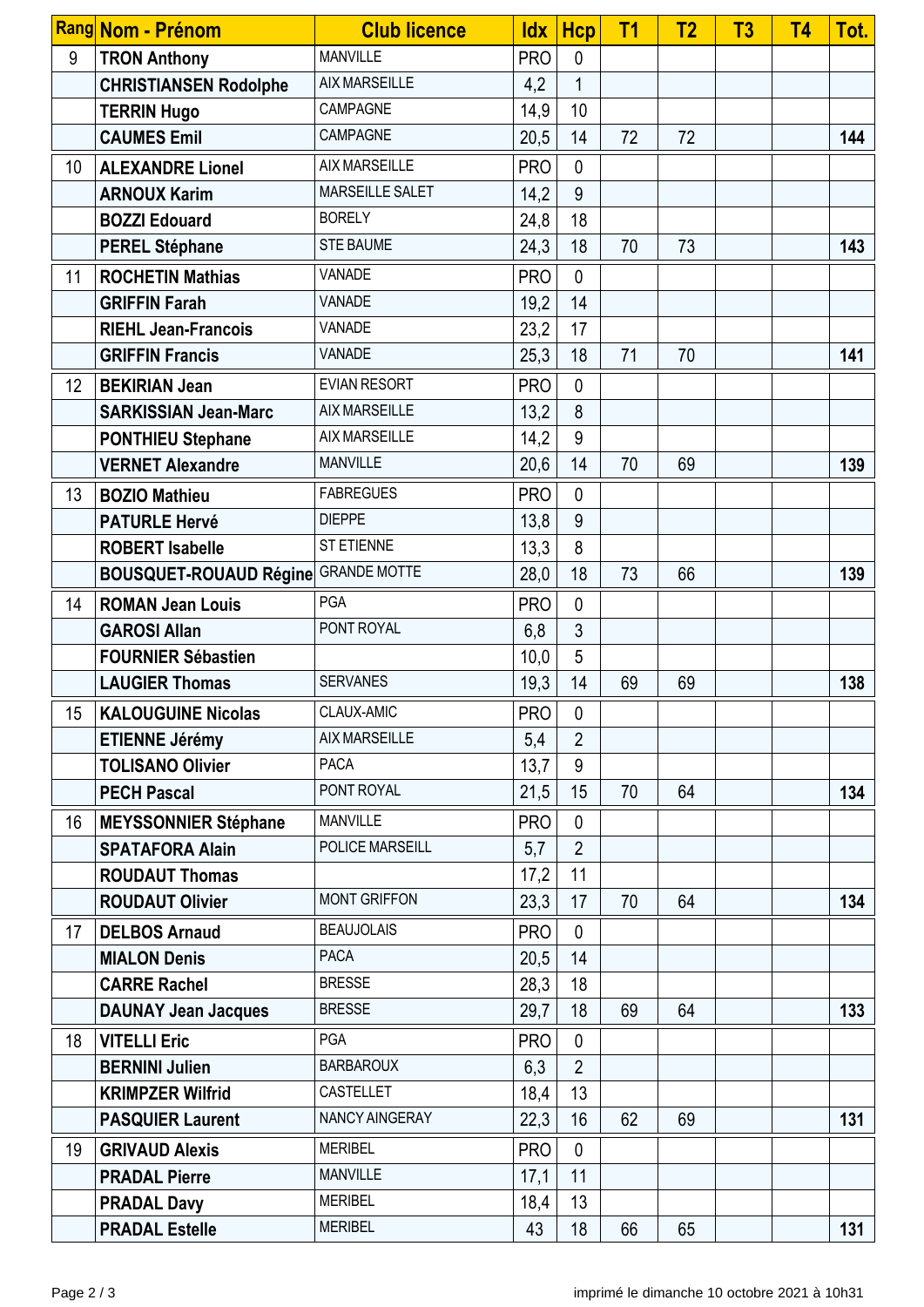| Rang | Nom - Prénom | Club licence | Idx | Hcp | T1 | T2 | T3 | T4 | Tot. |
|---|---|---|---|---|---|---|---|---|---|
| 9 | **TRON Anthony** | MANVILLE | PRO | 0 | | | | | |
| | **CHRISTIANSEN Rodolphe** | AIX MARSEILLE | 4,2 | 1 | | | | | |
| | **TERRIN Hugo** | CAMPAGNE | 14,9 | 10 | | | | | |
| | **CAUMES Emil** | CAMPAGNE | 20,5 | 14 | 72 | 72 | | | **144** |
| 10 | **ALEXANDRE Lionel** | AIX MARSEILLE | PRO | 0 | | | | | |
| | **ARNOUX Karim** | MARSEILLE SALET | 14,2 | 9 | | | | | |
| | **BOZZI Edouard** | BORELY | 24,8 | 18 | | | | | |
| | **PEREL Stéphane** | STE BAUME | 24,3 | 18 | 70 | 73 | | | **143** |
| 11 | **ROCHETIN Mathias** | VANADE | PRO | 0 | | | | | |
| | **GRIFFIN Farah** | VANADE | 19,2 | 14 | | | | | |
| | **RIEHL Jean-Francois** | VANADE | 23,2 | 17 | | | | | |
| | **GRIFFIN Francis** | VANADE | 25,3 | 18 | 71 | 70 | | | **141** |
| 12 | **BEKIRIAN Jean** | EVIAN RESORT | PRO | 0 | | | | | |
| | **SARKISSIAN Jean-Marc** | AIX MARSEILLE | 13,2 | 8 | | | | | |
| | **PONTHIEU Stephane** | AIX MARSEILLE | 14,2 | 9 | | | | | |
| | **VERNET Alexandre** | MANVILLE | 20,6 | 14 | 70 | 69 | | | **139** |
| 13 | **BOZIO Mathieu** | FABREGUES | PRO | 0 | | | | | |
| | **PATURLE Hervé** | DIEPPE | 13,8 | 9 | | | | | |
| | **ROBERT Isabelle** | ST ETIENNE | 13,3 | 8 | | | | | |
| | **BOUSQUET-ROUAUD Régine** | GRANDE MOTTE | 28,0 | 18 | 73 | 66 | | | **139** |
| 14 | **ROMAN Jean Louis** | PGA | PRO | 0 | | | | | |
| | **GAROSI Allan** | PONT ROYAL | 6,8 | 3 | | | | | |
| | **FOURNIER Sébastien** | | 10,0 | 5 | | | | | |
| | **LAUGIER Thomas** | SERVANES | 19,3 | 14 | 69 | 69 | | | **138** |
| 15 | **KALOUGUINE Nicolas** | CLAUX-AMIC | PRO | 0 | | | | | |
| | **ETIENNE Jérémy** | AIX MARSEILLE | 5,4 | 2 | | | | | |
| | **TOLISANO Olivier** | PACA | 13,7 | 9 | | | | | |
| | **PECH Pascal** | PONT ROYAL | 21,5 | 15 | 70 | 64 | | | **134** |
| 16 | **MEYSSONNIER Stéphane** | MANVILLE | PRO | 0 | | | | | |
| | **SPATAFORA Alain** | POLICE MARSEILL | 5,7 | 2 | | | | | |
| | **ROUDAUT Thomas** | | 17,2 | 11 | | | | | |
| | **ROUDAUT Olivier** | MONT GRIFFON | 23,3 | 17 | 70 | 64 | | | **134** |
| 17 | **DELBOS Arnaud** | BEAUJOLAIS | PRO | 0 | | | | | |
| | **MIALON Denis** | PACA | 20,5 | 14 | | | | | |
| | **CARRE Rachel** | BRESSE | 28,3 | 18 | | | | | |
| | **DAUNAY Jean Jacques** | BRESSE | 29,7 | 18 | 69 | 64 | | | **133** |
| 18 | **VITELLI Eric** | PGA | PRO | 0 | | | | | |
| | **BERNINI Julien** | BARBAROUX | 6,3 | 2 | | | | | |
| | **KRIMPZER Wilfrid** | CASTELLET | 18,4 | 13 | | | | | |
| | **PASQUIER Laurent** | NANCY AINGERAY | 22,3 | 16 | 62 | 69 | | | **131** |
| 19 | **GRIVAUD Alexis** | MERIBEL | PRO | 0 | | | | | |
| | **PRADAL Pierre** | MANVILLE | 17,1 | 11 | | | | | |
| | **PRADAL Davy** | MERIBEL | 18,4 | 13 | | | | | |
| | **PRADAL Estelle** | MERIBEL | 43 | 18 | 66 | 65 | | | **131** |

imprimé le dimanche 10 octobre 2021 à 10h31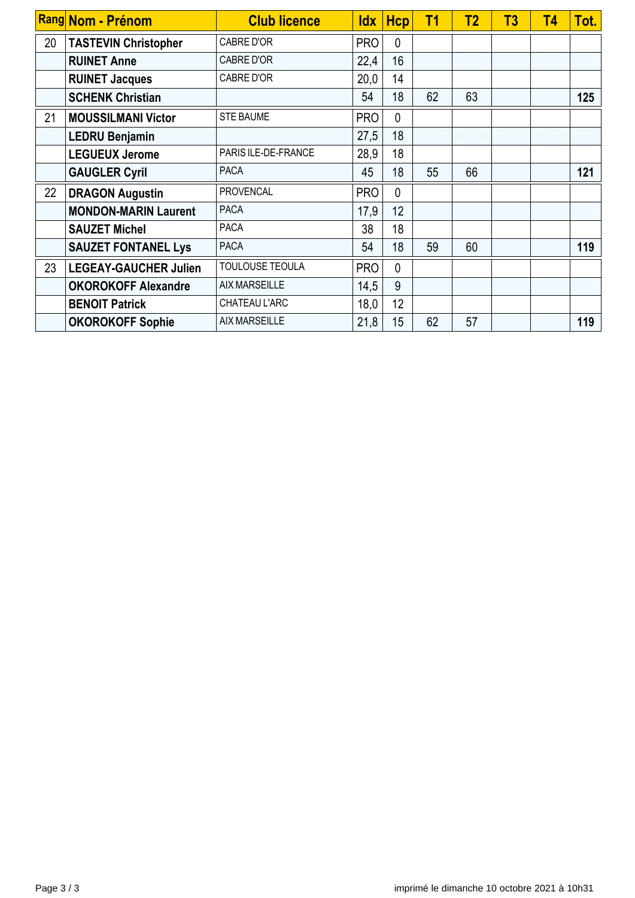| Rang | Nom - Prénom | Club licence | Idx | Hcp | T1 | T2 | T3 | T4 | Tot. |
|---|---|---|---|---|---|---|---|---|---|
| 20 | **TASTEVIN Christopher** | CABRE D'OR | PRO | 0 | | | | | |
| | **RUINET Anne** | CABRE D'OR | 22,4 | 16 | | | | | |
| | **RUINET Jacques** | CABRE D'OR | 20,0 | 14 | | | | | |
| | **SCHENK Christian** | | 54 | 18 | 62 | 63 | | | **125** |
| 21 | **MOUSSILMANI Victor** | STE BAUME | PRO | 0 | | | | | |
| | **LEDRU Benjamin** | | 27,5 | 18 | | | | | |
| | **LEGUEUX Jerome** | PARIS ILE-DE-FRANCE | 28,9 | 18 | | | | | |
| | **GAUGLER Cyril** | PACA | 45 | 18 | 55 | 66 | | | **121** |
| 22 | **DRAGON Augustin** | PROVENCAL | PRO | 0 | | | | | |
| | **MONDON-MARIN Laurent** | PACA | 17,9 | 12 | | | | | |
| | **SAUZET Michel** | PACA | 38 | 18 | | | | | |
| | **SAUZET FONTANEL Lys** | PACA | 54 | 18 | 59 | 60 | | | **119** |
| 23 | **LEGEAY-GAUCHER Julien** | TOULOUSE TEOULA | PRO | 0 | | | | | |
| | **OKOROKOFF Alexandre** | AIX MARSEILLE | 14,5 | 9 | | | | | |
| | **BENOIT Patrick** | CHATEAU L'ARC | 18,0 | 12 | | | | | |
| | **OKOROKOFF Sophie** | AIX MARSEILLE | 21,8 | 15 | 62 | 57 | | | **119** |

imprimé le dimanche 10 octobre 2021 à 10h31